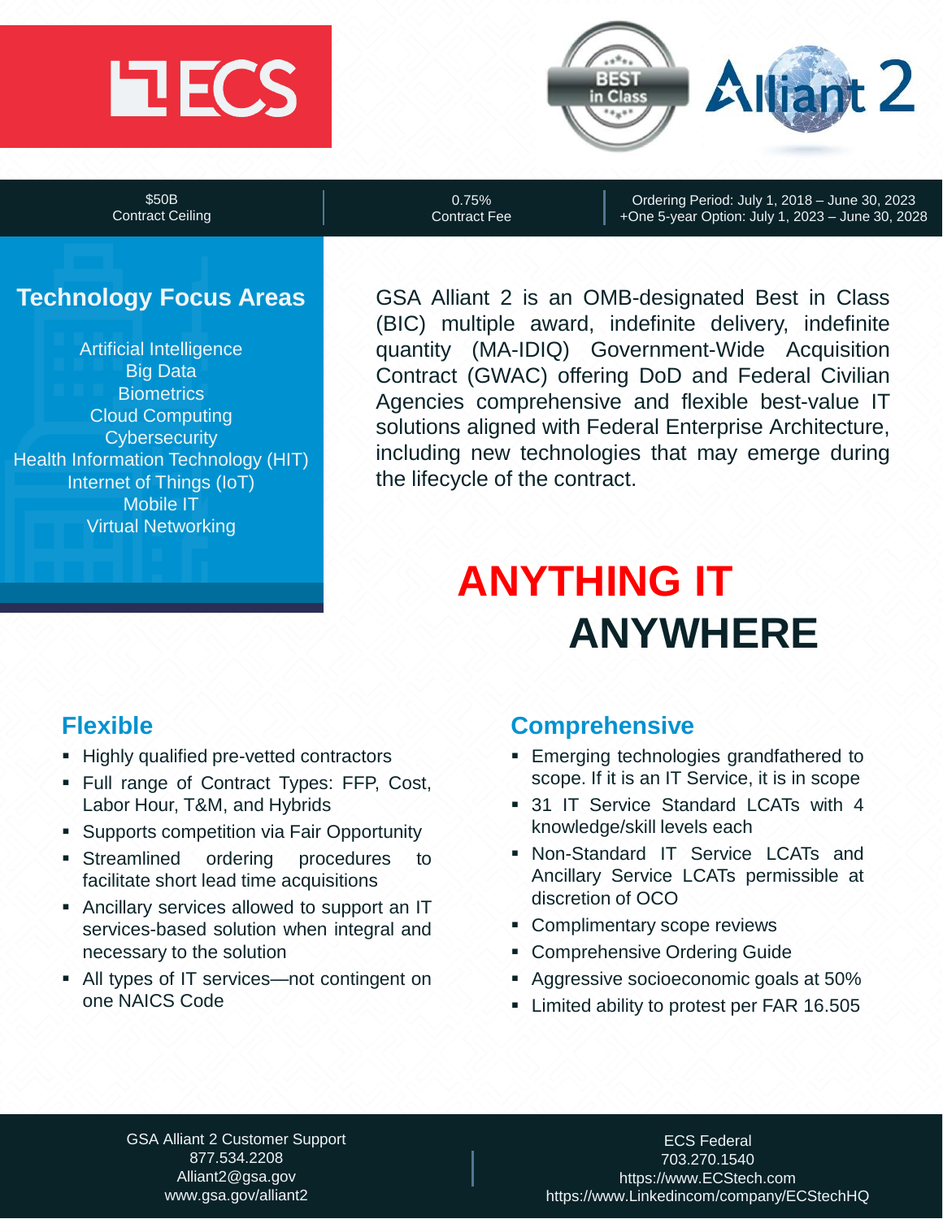ECS

BEST in Class

Alliant 2

| $50B Contract Ceiling | 0.75% Contract Fee | Ordering Period: July 1, 2018 – June 30, 2023 +One 5-year Option: July 1, 2023 – June 30, 2028 |
|---|---|---|

## Technology Focus Areas

Artificial Intelligence
Big Data
Biometrics
Cloud Computing
Cybersecurity
Health Information Technology (HIT)
Internet of Things (IoT)
Mobile IT
Virtual Networking

GSA Alliant 2 is an OMB-designated Best in Class (BIC) multiple award, indefinite delivery, indefinite quantity (MA-IDIQ) Government-Wide Acquisition Contract (GWAC) offering DoD and Federal Civilian Agencies comprehensive and flexible best-value IT solutions aligned with Federal Enterprise Architecture, including new technologies that may emerge during the lifecycle of the contract.

# ANYTHING IT ANYWHERE

## Flexible

- Highly qualified pre-vetted contractors
- Full range of Contract Types: FFP, Cost, Labor Hour, T&M, and Hybrids
- Supports competition via Fair Opportunity
- Streamlined ordering procedures to facilitate short lead time acquisitions
- Ancillary services allowed to support an IT services-based solution when integral and necessary to the solution
- All types of IT services—not contingent on one NAICS Code

## Comprehensive

- Emerging technologies grandfathered to scope. If it is an IT Service, it is in scope
- 31 IT Service Standard LCATs with 4 knowledge/skill levels each
- Non-Standard IT Service LCATs and Ancillary Service LCATs permissible at discretion of OCO
- Complimentary scope reviews
- Comprehensive Ordering Guide
- Aggressive socioeconomic goals at 50%
- Limited ability to protest per FAR 16.505

GSA Alliant 2 Customer Support
877.534.2208
Alliant2@gsa.gov
www.gsa.gov/alliant2

ECS Federal
703.270.1540
https://www.ECStech.com
https://www.Linkedincom/company/ECStechHQ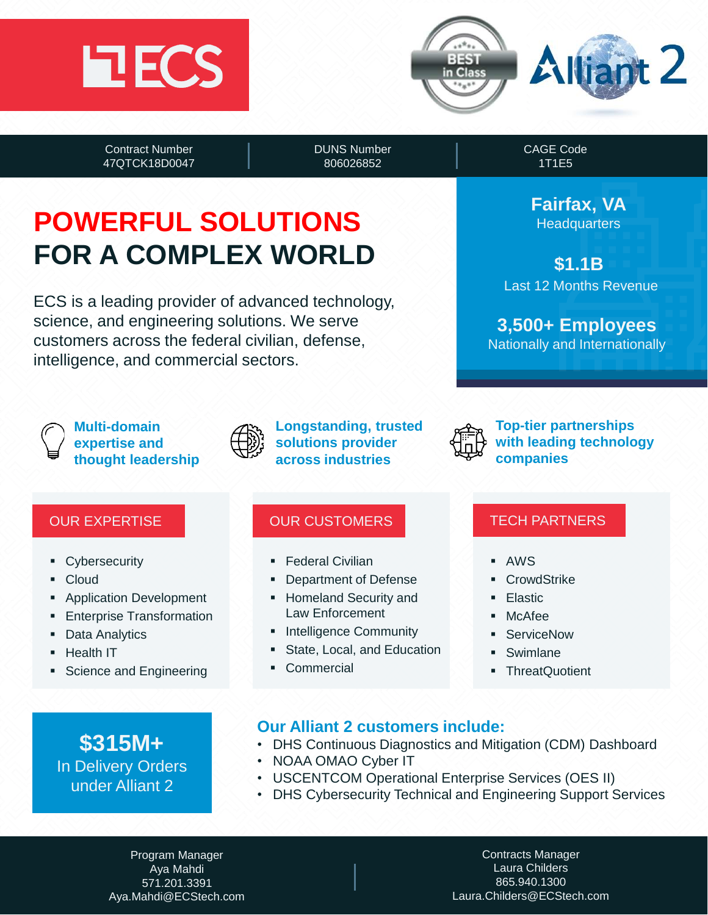ECS

BEST in Class

Alliant 2

| Contract Number | DUNS Number | CAGE Code |
|---|---|---|
| 47QTCK18D0047 | 806026852 | 1T1E5 |

# POWERFUL SOLUTIONS FOR A COMPLEX WORLD

ECS is a leading provider of advanced technology, science, and engineering solutions. We serve customers across the federal civilian, defense, intelligence, and commercial sectors.

**Fairfax, VA**
Headquarters

**$1.1B**
Last 12 Months Revenue

**3,500+ Employees**
Nationally and Internationally

**Multi-domain expertise and thought leadership**

**Longstanding, trusted solutions provider across industries**

**Top-tier partnerships with leading technology companies**

## OUR EXPERTISE

- Cybersecurity
- Cloud
- Application Development
- Enterprise Transformation
- Data Analytics
- Health IT
- Science and Engineering

## OUR CUSTOMERS

- Federal Civilian
- Department of Defense
- Homeland Security and Law Enforcement
- Intelligence Community
- State, Local, and Education
- Commercial

## TECH PARTNERS

- AWS
- CrowdStrike
- Elastic
- McAfee
- ServiceNow
- Swimlane
- ThreatQuotient

**$315M+**
In Delivery Orders under Alliant 2

## Our Alliant 2 customers include:

- DHS Continuous Diagnostics and Mitigation (CDM) Dashboard
- NOAA OMAO Cyber IT
- USCENTCOM Operational Enterprise Services (OES II)
- DHS Cybersecurity Technical and Engineering Support Services

Program Manager
Aya Mahdi
571.201.3391
Aya.Mahdi@ECStech.com

Contracts Manager
Laura Childers
865.940.1300
Laura.Childers@ECStech.com